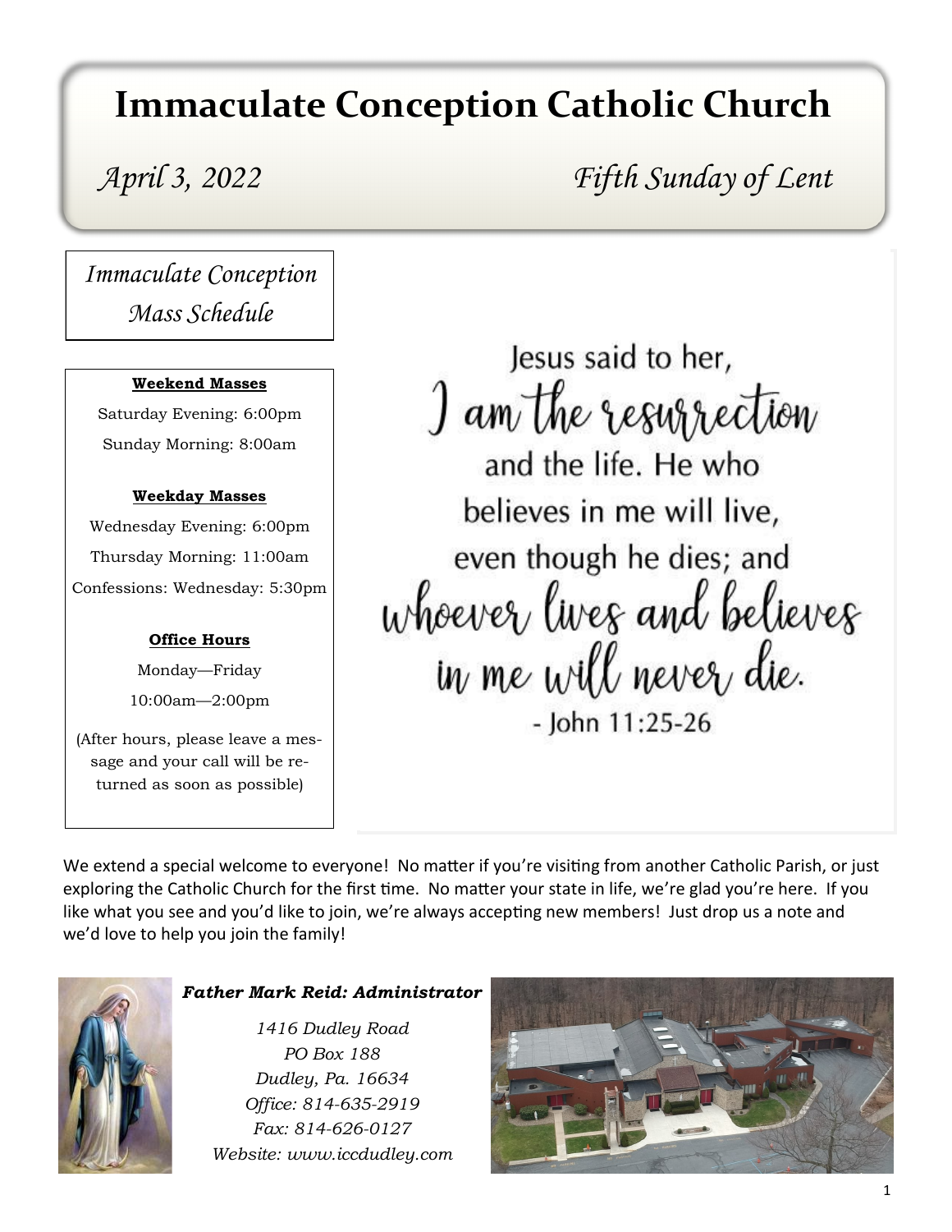# Immaculate Conception Catholic Church

*April 3, 2022* *Fifth Sunday of Lent*

## *Immaculate Conception Mass Schedule*

**Weekend Masses**

Saturday Evening: 6:00pm

Sunday Morning: 8:00am

**Weekday Masses**

Wednesday Evening: 6:00pm

Thursday Morning: 11:00am

Confessions: Wednesday: 5:30pm

**Office Hours**

Monday—Friday

10:00am—2:00pm

(After hours, please leave a message and your call will be returned as soon as possible)

Jesus said to her, I am the resurrection and the life. He who believes in me will live, even though he dies; and whoever lives and believes in me will never die.

- John 11:25-26

We extend a special welcome to everyone! No matter if you're visiting from another Catholic Parish, or just exploring the Catholic Church for the first time. No matter your state in life, we're glad you're here. If you like what you see and you'd like to join, we're always accepting new members! Just drop us a note and we'd love to help you join the family!

***Father Mark Reid: Administrator***

*1416 Dudley Road*
*PO Box 188*
*Dudley, Pa. 16634*
*Office: 814-635-2919*
*Fax: 814-626-0127*
*Website: www.iccdudley.com*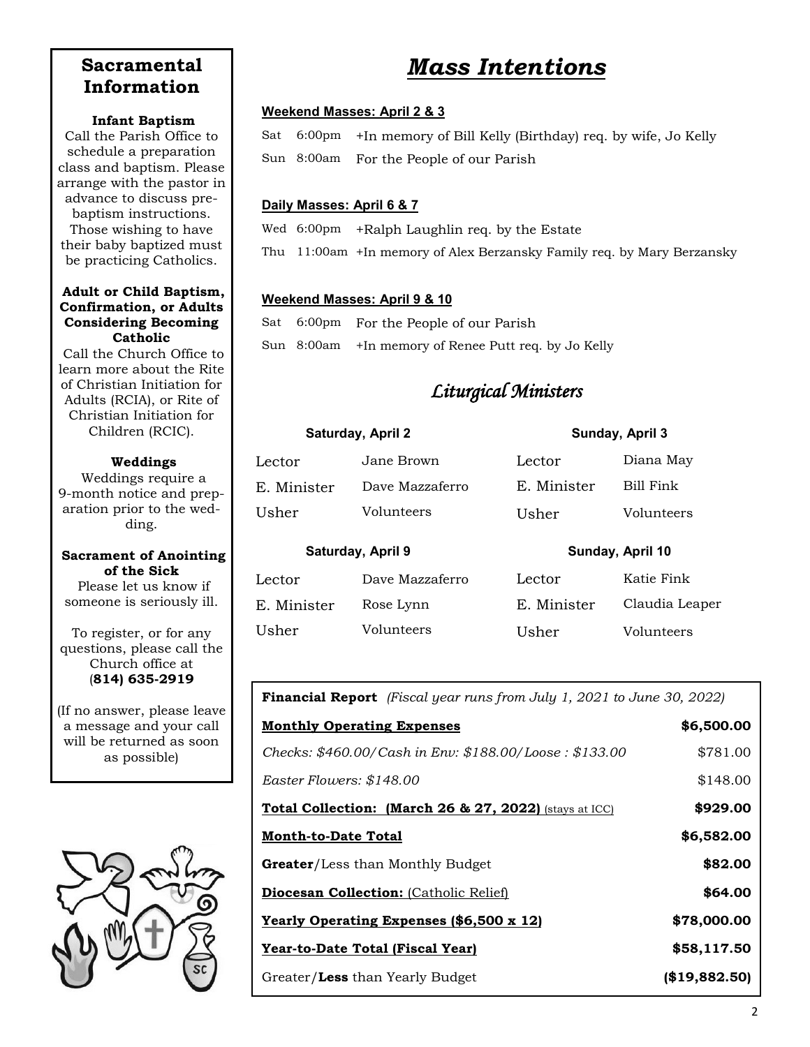## Sacramental Information

**Infant Baptism**

Call the Parish Office to schedule a preparation class and baptism. Please arrange with the pastor in advance to discuss pre-baptism instructions. Those wishing to have their baby baptized must be practicing Catholics.

**Adult or Child Baptism, Confirmation, or Adults Considering Becoming Catholic**

Call the Church Office to learn more about the Rite of Christian Initiation for Adults (RCIA), or Rite of Christian Initiation for Children (RCIC).

**Weddings**

Weddings require a 9-month notice and preparation prior to the wedding.

**Sacrament of Anointing of the Sick**

Please let us know if someone is seriously ill.

To register, or for any questions, please call the Church office at (**814) 635-2919**

(If no answer, please leave a message and your call will be returned as soon as possible)

# *Mass Intentions*

**Weekend Masses: April 2 & 3**

| | | |
|---|---|---|
| Sat | 6:00pm | +In memory of Bill Kelly (Birthday) req. by wife, Jo Kelly |
| Sun | 8:00am | For the People of our Parish |

**Daily Masses: April 6 & 7**

| | | |
|---|---|---|
| Wed | 6:00pm | +Ralph Laughlin req. by the Estate |
| Thu | 11:00am | +In memory of Alex Berzansky Family req. by Mary Berzansky |

**Weekend Masses: April 9 & 10**

| | | |
|---|---|---|
| Sat | 6:00pm | For the People of our Parish |
| Sun | 8:00am | +In memory of Renee Putt req. by Jo Kelly |

## *Liturgical Ministers*

| Saturday, April 2 | | Sunday, April 3 | |
|---|---|---|---|
| Lector | Jane Brown | Lector | Diana May |
| E. Minister | Dave Mazzaferro | E. Minister | Bill Fink |
| Usher | Volunteers | Usher | Volunteers |

| Saturday, April 9 | | Sunday, April 10 | |
|---|---|---|---|
| Lector | Dave Mazzaferro | Lector | Katie Fink |
| E. Minister | Rose Lynn | E. Minister | Claudia Leaper |
| Usher | Volunteers | Usher | Volunteers |

**Financial Report** *(Fiscal year runs from July 1, 2021 to June 30, 2022)*

| | |
|---|---|
| **Monthly Operating Expenses** | **$6,500.00** |
| *Checks: $460.00/Cash in Env: $188.00/Loose : $133.00* | $781.00 |
| *Easter Flowers: $148.00* | $148.00 |
| **Total Collection: (March 26 & 27, 2022)** (stays at ICC) | **$929.00** |
| **Month-to-Date Total** | **$6,582.00** |
| **Greater**/Less than Monthly Budget | **$82.00** |
| **Diocesan Collection:** (Catholic Relief) | **$64.00** |
| **Yearly Operating Expenses ($6,500 x 12)** | **$78,000.00** |
| **Year-to-Date Total (Fiscal Year)** | **$58,117.50** |
| Greater/**Less** than Yearly Budget | **($19,882.50)** |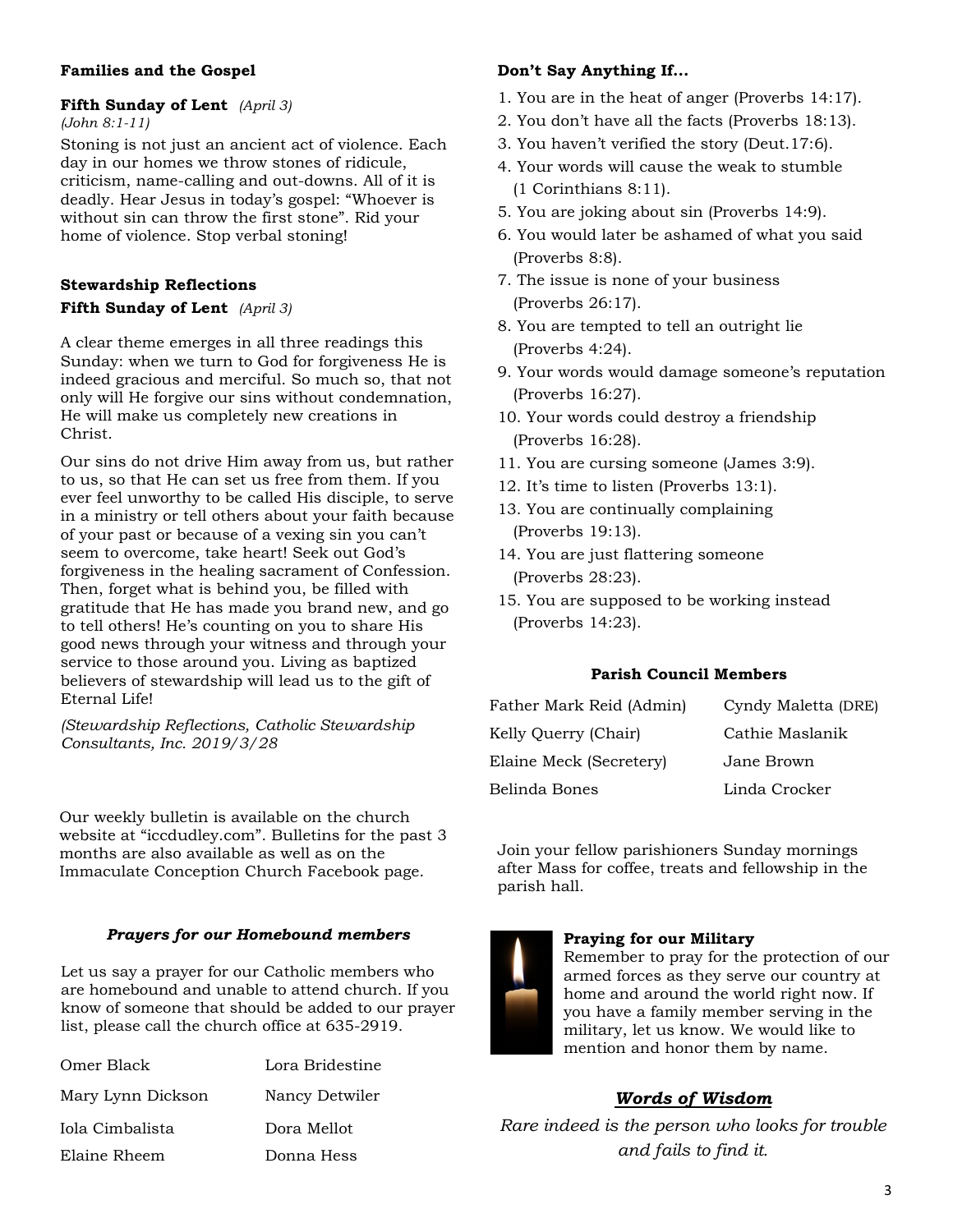**Families and the Gospel**

**Fifth Sunday of Lent** *(April 3)*
*(John 8:1-11)*

Stoning is not just an ancient act of violence. Each day in our homes we throw stones of ridicule, criticism, name-calling and out-downs. All of it is deadly. Hear Jesus in today's gospel: "Whoever is without sin can throw the first stone". Rid your home of violence. Stop verbal stoning!

**Stewardship Reflections**

**Fifth Sunday of Lent** *(April 3)*

A clear theme emerges in all three readings this Sunday: when we turn to God for forgiveness He is indeed gracious and merciful. So much so, that not only will He forgive our sins without condemnation, He will make us completely new creations in Christ.

Our sins do not drive Him away from us, but rather to us, so that He can set us free from them. If you ever feel unworthy to be called His disciple, to serve in a ministry or tell others about your faith because of your past or because of a vexing sin you can't seem to overcome, take heart! Seek out God's forgiveness in the healing sacrament of Confession. Then, forget what is behind you, be filled with gratitude that He has made you brand new, and go to tell others! He's counting on you to share His good news through your witness and through your service to those around you. Living as baptized believers of stewardship will lead us to the gift of Eternal Life!

*(Stewardship Reflections, Catholic Stewardship Consultants, Inc. 2019/3/28*

Our weekly bulletin is available on the church website at "iccdudley.com". Bulletins for the past 3 months are also available as well as on the Immaculate Conception Church Facebook page.

***Prayers for our Homebound members***

Let us say a prayer for our Catholic members who are homebound and unable to attend church. If you know of someone that should be added to our prayer list, please call the church office at 635-2919.

| | |
|---|---|
| Omer Black | Lora Bridestine |
| Mary Lynn Dickson | Nancy Detwiler |
| Iola Cimbalista | Dora Mellot |
| Elaine Rheem | Donna Hess |

**Don't Say Anything If…**

1. You are in the heat of anger (Proverbs 14:17).
2. You don't have all the facts (Proverbs 18:13).
3. You haven't verified the story (Deut.17:6).
4. Your words will cause the weak to stumble (1 Corinthians 8:11).
5. You are joking about sin (Proverbs 14:9).
6. You would later be ashamed of what you said (Proverbs 8:8).
7. The issue is none of your business (Proverbs 26:17).
8. You are tempted to tell an outright lie (Proverbs 4:24).
9. Your words would damage someone's reputation (Proverbs 16:27).
10. Your words could destroy a friendship (Proverbs 16:28).
11. You are cursing someone (James 3:9).
12. It's time to listen (Proverbs 13:1).
13. You are continually complaining (Proverbs 19:13).
14. You are just flattering someone (Proverbs 28:23).
15. You are supposed to be working instead (Proverbs 14:23).

**Parish Council Members**

| | |
|---|---|
| Father Mark Reid (Admin) | Cyndy Maletta (DRE) |
| Kelly Querry (Chair) | Cathie Maslanik |
| Elaine Meck (Secretery) | Jane Brown |
| Belinda Bones | Linda Crocker |

Join your fellow parishioners Sunday mornings after Mass for coffee, treats and fellowship in the parish hall.

**Praying for our Military**

Remember to pray for the protection of our armed forces as they serve our country at home and around the world right now. If you have a family member serving in the military, let us know. We would like to mention and honor them by name.

## ***Words of Wisdom***

*Rare indeed is the person who looks for trouble and fails to find it.*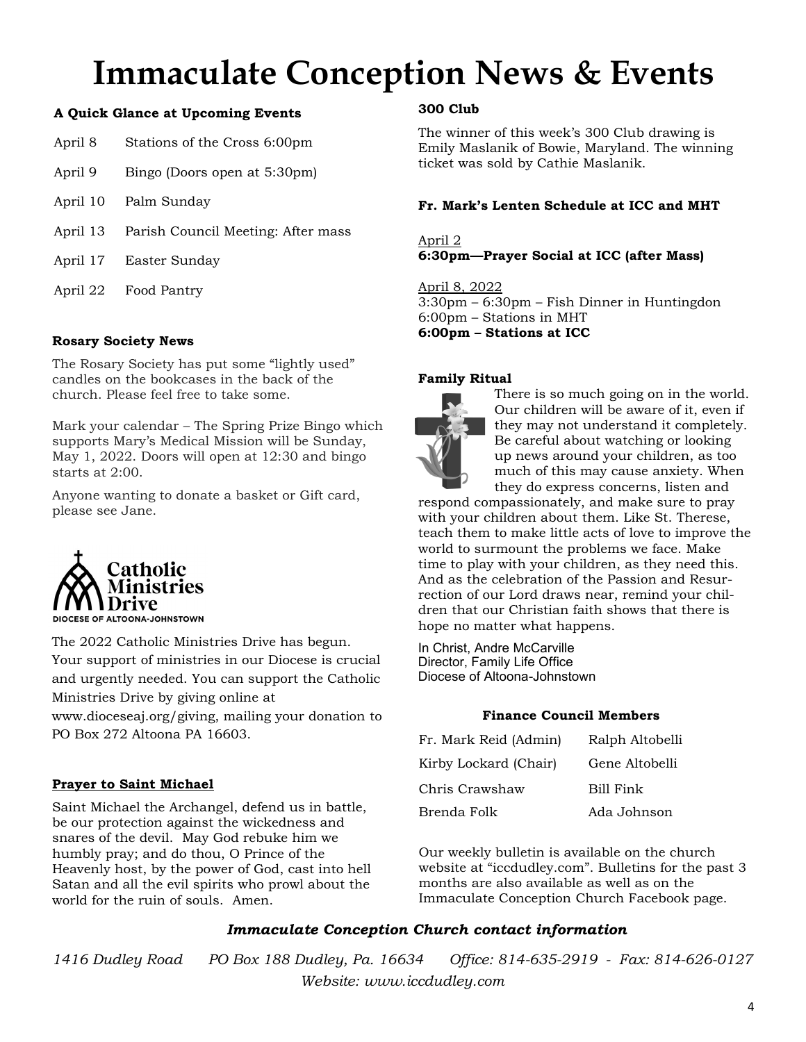# Immaculate Conception News & Events

**A Quick Glance at Upcoming Events**

| | |
|---|---|
| April 8 | Stations of the Cross 6:00pm |
| April 9 | Bingo (Doors open at 5:30pm) |
| April 10 | Palm Sunday |
| April 13 | Parish Council Meeting: After mass |
| April 17 | Easter Sunday |
| April 22 | Food Pantry |

**Rosary Society News**

The Rosary Society has put some "lightly used" candles on the bookcases in the back of the church. Please feel free to take some.

Mark your calendar – The Spring Prize Bingo which supports Mary's Medical Mission will be Sunday, May 1, 2022. Doors will open at 12:30 and bingo starts at 2:00.

Anyone wanting to donate a basket or Gift card, please see Jane.

Catholic Ministries Drive
DIOCESE OF ALTOONA-JOHNSTOWN

The 2022 Catholic Ministries Drive has begun. Your support of ministries in our Diocese is crucial and urgently needed. You can support the Catholic Ministries Drive by giving online at www.dioceseaj.org/giving, mailing your donation to PO Box 272 Altoona PA 16603.

**Prayer to Saint Michael**

Saint Michael the Archangel, defend us in battle, be our protection against the wickedness and snares of the devil. May God rebuke him we humbly pray; and do thou, O Prince of the Heavenly host, by the power of God, cast into hell Satan and all the evil spirits who prowl about the world for the ruin of souls. Amen.

**300 Club**

The winner of this week's 300 Club drawing is Emily Maslanik of Bowie, Maryland. The winning ticket was sold by Cathie Maslanik.

**Fr. Mark's Lenten Schedule at ICC and MHT**

April 2
**6:30pm—Prayer Social at ICC (after Mass)**

April 8, 2022
3:30pm – 6:30pm – Fish Dinner in Huntingdon
6:00pm – Stations in MHT
**6:00pm – Stations at ICC**

**Family Ritual**

There is so much going on in the world. Our children will be aware of it, even if they may not understand it completely. Be careful about watching or looking up news around your children, as too much of this may cause anxiety. When they do express concerns, listen and respond compassionately, and make sure to pray with your children about them. Like St. Therese, teach them to make little acts of love to improve the world to surmount the problems we face. Make time to play with your children, as they need this. And as the celebration of the Passion and Resurrection of our Lord draws near, remind your children that our Christian faith shows that there is hope no matter what happens.

In Christ, Andre McCarville
Director, Family Life Office
Diocese of Altoona-Johnstown

**Finance Council Members**

| | |
|---|---|
| Fr. Mark Reid (Admin) | Ralph Altobelli |
| Kirby Lockard (Chair) | Gene Altobelli |
| Chris Crawshaw | Bill Fink |
| Brenda Folk | Ada Johnson |

Our weekly bulletin is available on the church website at "iccdudley.com". Bulletins for the past 3 months are also available as well as on the Immaculate Conception Church Facebook page.

***Immaculate Conception Church contact information***

*1416 Dudley Road PO Box 188 Dudley, Pa. 16634 Office: 814-635-2919 - Fax: 814-626-0127*
*Website: www.iccdudley.com*